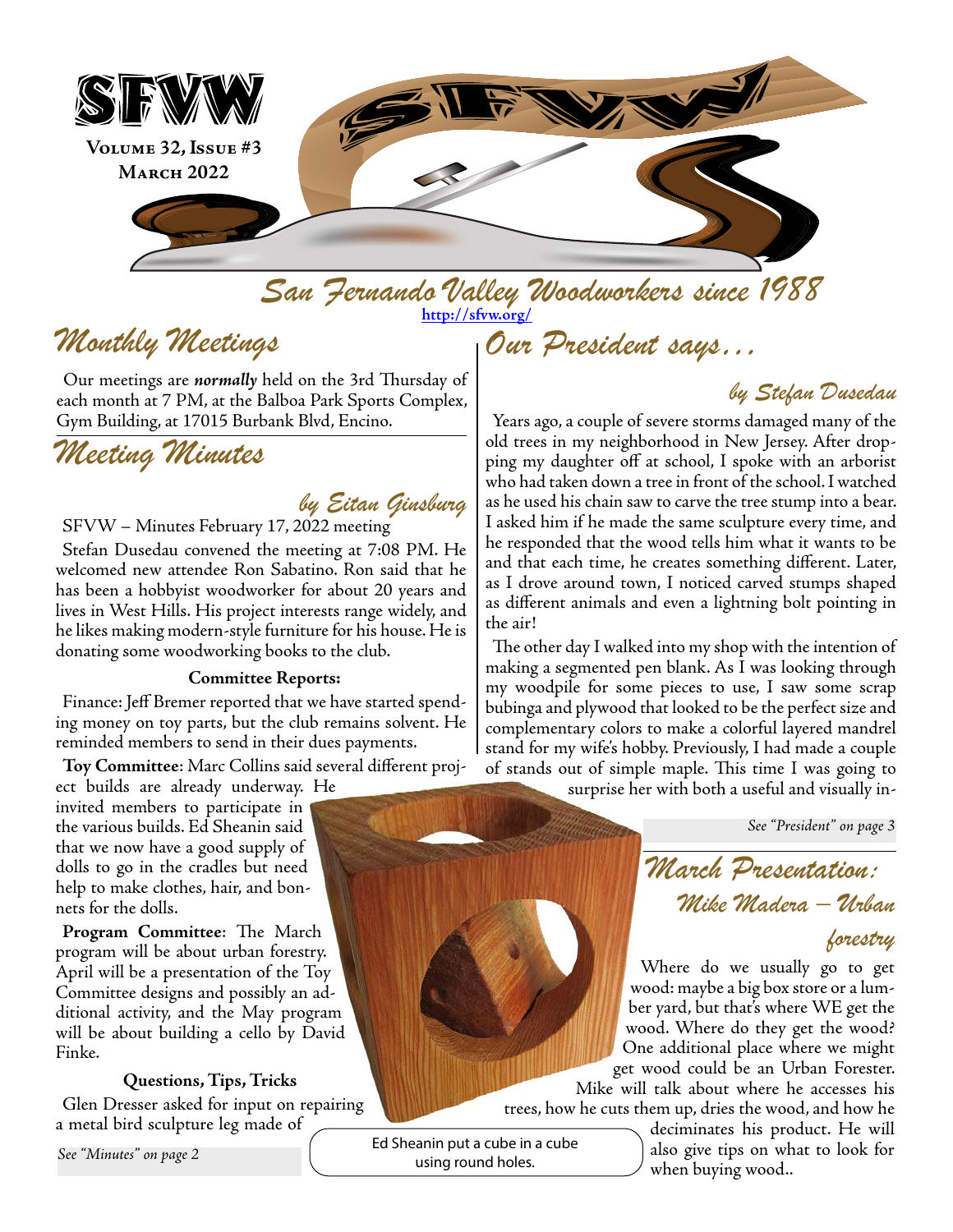# SFVW

**Volume 32, Issue #3**
**March 2022**

*San Fernando Valley Woodworkers since 1988*

http://sfvw.org/

## Monthly Meetings

Our meetings are ***normally*** held on the 3rd Thursday of each month at 7 PM, at the Balboa Park Sports Complex, Gym Building, at 17015 Burbank Blvd, Encino.

## Meeting Minutes

*by Eitan Ginsburg*

SFVW – Minutes February 17, 2022 meeting

Stefan Dusedau convened the meeting at 7:08 PM. He welcomed new attendee Ron Sabatino. Ron said that he has been a hobbyist woodworker for about 20 years and lives in West Hills. His project interests range widely, and he likes making modern-style furniture for his house. He is donating some woodworking books to the club.

**Committee Reports:**

Finance: Jeff Bremer reported that we have started spending money on toy parts, but the club remains solvent. He reminded members to send in their dues payments.

**Toy Committee**: Marc Collins said several different project builds are already underway. He invited members to participate in the various builds. Ed Sheanin said that we now have a good supply of dolls to go in the cradles but need help to make clothes, hair, and bonnets for the dolls.

**Program Committee**: The March program will be about urban forestry. April will be a presentation of the Toy Committee designs and possibly an additional activity, and the May program will be about building a cello by David Finke.

**Questions, Tips, Tricks**

Glen Dresser asked for input on repairing a metal bird sculpture leg made of

*See "Minutes" on page 2*

Ed Sheanin put a cube in a cube using round holes.

## Our President says…

*by Stefan Dusedau*

Years ago, a couple of severe storms damaged many of the old trees in my neighborhood in New Jersey. After dropping my daughter off at school, I spoke with an arborist who had taken down a tree in front of the school. I watched as he used his chain saw to carve the tree stump into a bear. I asked him if he made the same sculpture every time, and he responded that the wood tells him what it wants to be and that each time, he creates something different. Later, as I drove around town, I noticed carved stumps shaped as different animals and even a lightning bolt pointing in the air!

The other day I walked into my shop with the intention of making a segmented pen blank. As I was looking through my woodpile for some pieces to use, I saw some scrap bubinga and plywood that looked to be the perfect size and complementary colors to make a colorful layered mandrel stand for my wife's hobby. Previously, I had made a couple of stands out of simple maple. This time I was going to surprise her with both a useful and visually in-

*See "President" on page 3*

## March Presentation: Mike Madera – Urban forestry

Where do we usually go to get wood: maybe a big box store or a lumber yard, but that's where WE get the wood. Where do they get the wood? One additional place where we might get wood could be an Urban Forester. Mike will talk about where he accesses his trees, how he cuts them up, dries the wood, and how he deciminates his product. He will also give tips on what to look for when buying wood..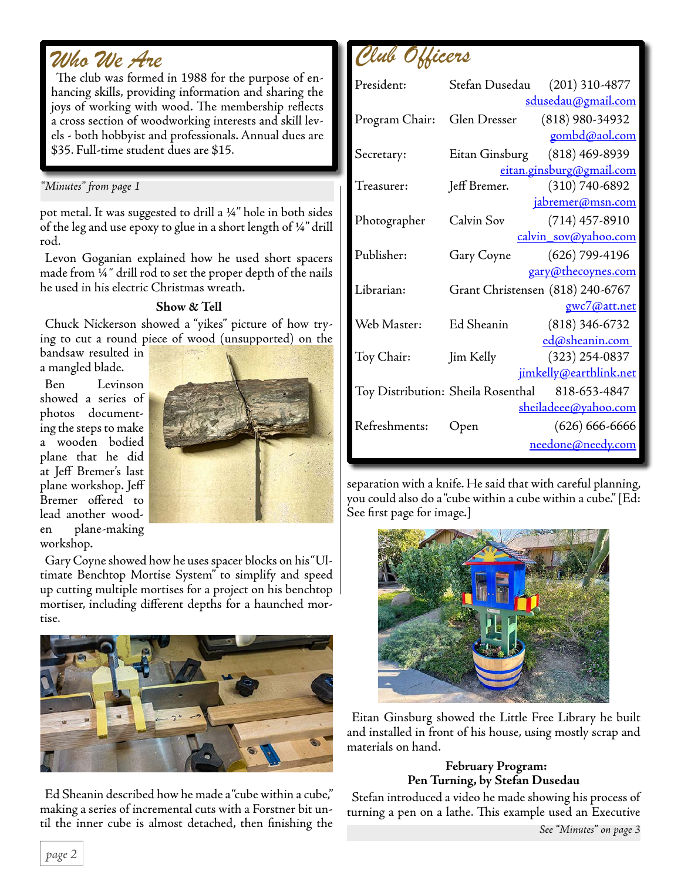## Who We Are

The club was formed in 1988 for the purpose of enhancing skills, providing information and sharing the joys of working with wood. The membership reflects a cross section of woodworking interests and skill levels - both hobbyist and professionals. Annual dues are $35. Full-time student dues are $15.

*"Minutes" from page 1*

pot metal. It was suggested to drill a ¼" hole in both sides of the leg and use epoxy to glue in a short length of ¼" drill rod.

Levon Goganian explained how he used short spacers made from ¼″ drill rod to set the proper depth of the nails he used in his electric Christmas wreath.

**Show & Tell**

Chuck Nickerson showed a "yikes" picture of how trying to cut a round piece of wood (unsupported) on the bandsaw resulted in a mangled blade.

Ben Levinson showed a series of photos documenting the steps to make a wooden bodied plane that he did at Jeff Bremer's last plane workshop. Jeff Bremer offered to lead another wooden plane-making workshop.

Gary Coyne showed how he uses spacer blocks on his "Ultimate Benchtop Mortise System" to simplify and speed up cutting multiple mortises for a project on his benchtop mortiser, including different depths for a haunched mortise.

Ed Sheanin described how he made a "cube within a cube," making a series of incremental cuts with a Forstner bit until the inner cube is almost detached, then finishing the separation with a knife. He said that with careful planning, you could also do a "cube within a cube within a cube." [Ed: See first page for image.]

Eitan Ginsburg showed the Little Free Library he built and installed in front of his house, using mostly scrap and materials on hand.

**February Program:**
**Pen Turning, by Stefan Dusedau**

Stefan introduced a video he made showing his process of turning a pen on a lathe. This example used an Executive

*See "Minutes" on page 3*

## Club Officers

| Position | Name | Phone | Email |
|---|---|---|---|
| President: | Stefan Dusedau | (201) 310-4877 | sdusedau@gmail.com |
| Program Chair: | Glen Dresser | (818) 980-34932 | gombd@aol.com |
| Secretary: | Eitan Ginsburg | (818) 469-8939 | eitan.ginsburg@gmail.com |
| Treasurer: | Jeff Bremer. | (310) 740-6892 | jabremer@msn.com |
| Photographer | Calvin Sov | (714) 457-8910 | calvin_sov@yahoo.com |
| Publisher: | Gary Coyne | (626) 799-4196 | gary@thecoynes.com |
| Librarian: | Grant Christensen | (818) 240-6767 | gwc7@att.net |
| Web Master: | Ed Sheanin | (818) 346-6732 | ed@sheanin.com |
| Toy Chair: | Jim Kelly | (323) 254-0837 | jimkelly@earthlink.net |
| Toy Distribution: | Sheila Rosenthal | 818-653-4847 | sheiladeee@yahoo.com |
| Refreshments: | Open | (626) 666-6666 | needone@needy.com |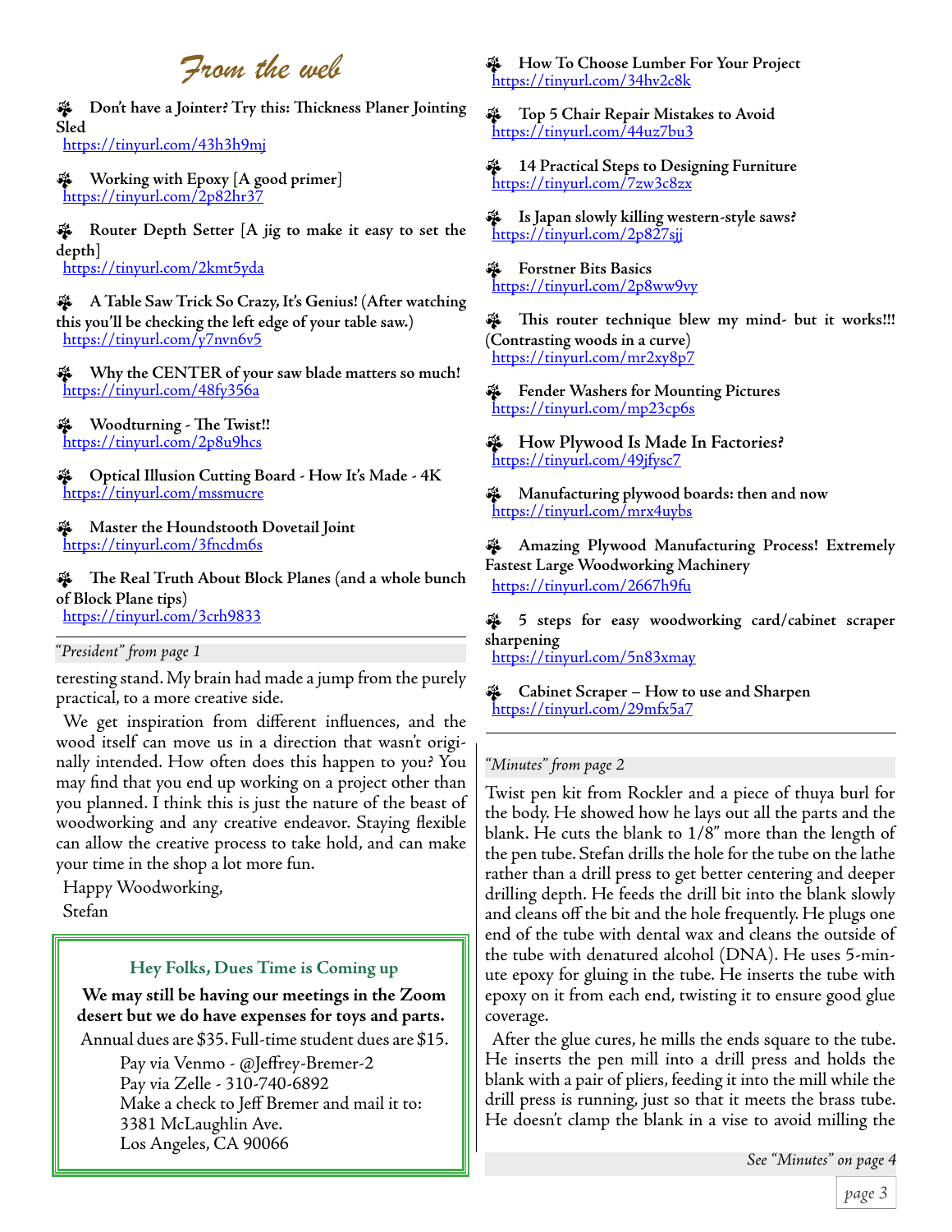## From the web

- **Don't have a Jointer? Try this: Thickness Planer Jointing Sled**
  https://tinyurl.com/43h3h9mj

- **Working with Epoxy [A good primer]**
  https://tinyurl.com/2p82hr37

- **Router Depth Setter [A jig to make it easy to set the depth]**
  https://tinyurl.com/2kmt5yda

- **A Table Saw Trick So Crazy, It's Genius! (After watching this you'll be checking the left edge of your table saw.)**
  https://tinyurl.com/y7nvn6v5

- **Why the CENTER of your saw blade matters so much!**
  https://tinyurl.com/48fy356a

- **Woodturning - The Twist!!**
  https://tinyurl.com/2p8u9hcs

- **Optical Illusion Cutting Board - How It's Made - 4K**
  https://tinyurl.com/mssmucre

- **Master the Houndstooth Dovetail Joint**
  https://tinyurl.com/3fncdm6s

- **The Real Truth About Block Planes (and a whole bunch of Block Plane tips)**
  https://tinyurl.com/3crh9833

- **How To Choose Lumber For Your Project**
  https://tinyurl.com/34hv2c8k

- **Top 5 Chair Repair Mistakes to Avoid**
  https://tinyurl.com/44uz7bu3

- **14 Practical Steps to Designing Furniture**
  https://tinyurl.com/7zw3c8zx

- **Is Japan slowly killing western-style saws?**
  https://tinyurl.com/2p827sjj

- **Forstner Bits Basics**
  https://tinyurl.com/2p8ww9vy

- **This router technique blew my mind- but it works!!! (Contrasting woods in a curve)**
  https://tinyurl.com/mr2xy8p7

- **Fender Washers for Mounting Pictures**
  https://tinyurl.com/mp23cp6s

- **How Plywood Is Made In Factories?**
  https://tinyurl.com/49jfysc7

- **Manufacturing plywood boards: then and now**
  https://tinyurl.com/mrx4uybs

- **Amazing Plywood Manufacturing Process! Extremely Fastest Large Woodworking Machinery**
  https://tinyurl.com/2667h9fu

- **5 steps for easy woodworking card/cabinet scraper sharpening**
  https://tinyurl.com/5n83xmay

- **Cabinet Scraper – How to use and Sharpen**
  https://tinyurl.com/29mfx5a7

---

*"President" from page 1*

teresting stand. My brain had made a jump from the purely practical, to a more creative side.

We get inspiration from different influences, and the wood itself can move us in a direction that wasn't originally intended. How often does this happen to you? You may find that you end up working on a project other than you planned. I think this is just the nature of the beast of woodworking and any creative endeavor. Staying flexible can allow the creative process to take hold, and can make your time in the shop a lot more fun.

Happy Woodworking,

Stefan

---

### Hey Folks, Dues Time is Coming up

**We may still be having our meetings in the Zoom desert but we do have expenses for toys and parts.**

Annual dues are $35. Full-time student dues are $15.

Pay via Venmo - @Jeffrey-Bremer-2
Pay via Zelle - 310-740-6892
Make a check to Jeff Bremer and mail it to:
3381 McLaughlin Ave.
Los Angeles, CA 90066

---

*"Minutes" from page 2*

Twist pen kit from Rockler and a piece of thuya burl for the body. He showed how he lays out all the parts and the blank. He cuts the blank to 1/8" more than the length of the pen tube. Stefan drills the hole for the tube on the lathe rather than a drill press to get better centering and deeper drilling depth. He feeds the drill bit into the blank slowly and cleans off the bit and the hole frequently. He plugs one end of the tube with dental wax and cleans the outside of the tube with denatured alcohol (DNA). He uses 5-minute epoxy for gluing in the tube. He inserts the tube with epoxy on it from each end, twisting it to ensure good glue coverage.

After the glue cures, he mills the ends square to the tube. He inserts the pen mill into a drill press and holds the blank with a pair of pliers, feeding it into the mill while the drill press is running, just so that it meets the brass tube. He doesn't clamp the blank in a vise to avoid milling the

*See "Minutes" on page 4*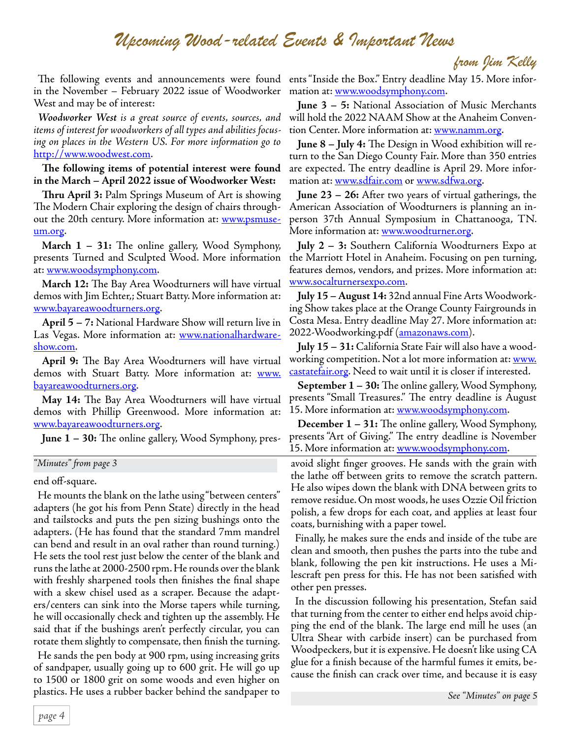# Upcoming Wood-related Events & Important News

*from Jim Kelly*

The following events and announcements were found in the November – February 2022 issue of Woodworker West and may be of interest:

*Woodworker West is a great source of events, sources, and items of interest for woodworkers of all types and abilities focusing on places in the Western US. For more information go to* [http://www.woodwest.com](http://www.woodwest.com).

**The following items of potential interest were found in the March – April 2022 issue of Woodworker West:**

**Thru April 3:** Palm Springs Museum of Art is showing The Modern Chair exploring the design of chairs throughout the 20th century. More information at: [www.psmuseum.org](www.psmuseum.org).

**March 1 – 31:** The online gallery, Wood Symphony, presents Turned and Sculpted Wood. More information at: [www.woodsymphony.com](www.woodsymphony.com).

**March 12:** The Bay Area Woodturners will have virtual demos with Jim Echter,; Stuart Batty. More information at: [www.bayareawoodturners.org](www.bayareawoodturners.org).

**April 5 – 7:** National Hardware Show will return live in Las Vegas. More information at: [www.nationalhardwareshow.com](www.nationalhardwareshow.com).

**April 9:** The Bay Area Woodturners will have virtual demos with Stuart Batty. More information at: [www.bayareawoodturners.org](www.bayareawoodturners.org).

**May 14:** The Bay Area Woodturners will have virtual demos with Phillip Greenwood. More information at: [www.bayareawoodturners.org](www.bayareawoodturners.org).

**June 1 – 30:** The online gallery, Wood Symphony, presents "Inside the Box." Entry deadline May 15. More information at: [www.woodsymphony.com](www.woodsymphony.com).

**June 3 – 5:** National Association of Music Merchants will hold the 2022 NAAM Show at the Anaheim Convention Center. More information at: [www.namm.org](www.namm.org).

**June 8 – July 4:** The Design in Wood exhibition will return to the San Diego County Fair. More than 350 entries are expected. The entry deadline is April 29. More information at: [www.sdfair.com](www.sdfair.com) or [www.sdfwa.org](www.sdfwa.org).

**June 23 – 26:** After two years of virtual gatherings, the American Association of Woodturners is planning an in-person 37th Annual Symposium in Chattanooga, TN. More information at: [www.woodturner.org](www.woodturner.org).

**July 2 – 3:** Southern California Woodturners Expo at the Marriott Hotel in Anaheim. Focusing on pen turning, features demos, vendors, and prizes. More information at: [www.socalturnersexpo.com](www.socalturnersexpo.com).

**July 15 – August 14:** 32nd annual Fine Arts Woodworking Show takes place at the Orange County Fairgrounds in Costa Mesa. Entry deadline May 27. More information at: 2022-Woodworking.pdf ([amazonaws.com](amazonaws.com)).

**July 15 – 31:** California State Fair will also have a woodworking competition. Not a lot more information at: [www.castatefair.org](www.castatefair.org). Need to wait until it is closer if interested.

**September 1 – 30:** The online gallery, Wood Symphony, presents "Small Treasures." The entry deadline is August 15. More information at: [www.woodsymphony.com](www.woodsymphony.com).

**December 1 – 31:** The online gallery, Wood Symphony, presents "Art of Giving." The entry deadline is November 15. More information at: [www.woodsymphony.com](www.woodsymphony.com).

---

*"Minutes" from page 3*

end off-square.

He mounts the blank on the lathe using "between centers" adapters (he got his from Penn State) directly in the head and tailstocks and puts the pen sizing bushings onto the adapters. (He has found that the standard 7mm mandrel can bend and result in an oval rather than round turning.) He sets the tool rest just below the center of the blank and runs the lathe at 2000-2500 rpm. He rounds over the blank with freshly sharpened tools then finishes the final shape with a skew chisel used as a scraper. Because the adapters/centers can sink into the Morse tapers while turning, he will occasionally check and tighten up the assembly. He said that if the bushings aren't perfectly circular, you can rotate them slightly to compensate, then finish the turning.

He sands the pen body at 900 rpm, using increasing grits of sandpaper, usually going up to 600 grit. He will go up to 1500 or 1800 grit on some woods and even higher on plastics. He uses a rubber backer behind the sandpaper to avoid slight finger grooves. He sands with the grain with the lathe off between grits to remove the scratch pattern. He also wipes down the blank with DNA between grits to remove residue. On most woods, he uses Ozzie Oil friction polish, a few drops for each coat, and applies at least four coats, burnishing with a paper towel.

Finally, he makes sure the ends and inside of the tube are clean and smooth, then pushes the parts into the tube and blank, following the pen kit instructions. He uses a Milescraft pen press for this. He has not been satisfied with other pen presses.

In the discussion following his presentation, Stefan said that turning from the center to either end helps avoid chipping the end of the blank. The large end mill he uses (an Ultra Shear with carbide insert) can be purchased from Woodpeckers, but it is expensive. He doesn't like using CA glue for a finish because of the harmful fumes it emits, because the finish can crack over time, and because it is easy

*See "Minutes" on page 5*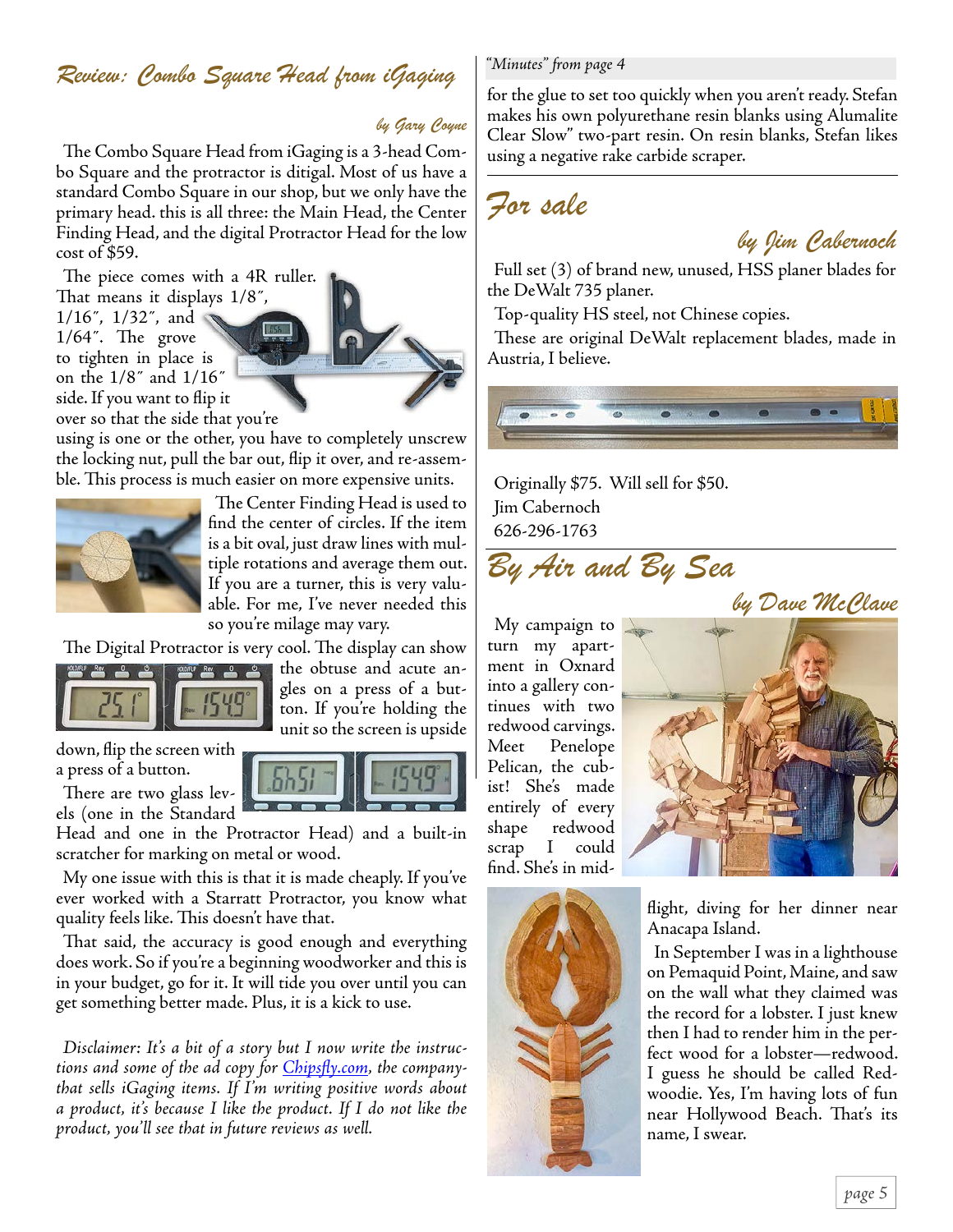## Review: Combo Square Head from iGaging

*by Gary Coyne*

The Combo Square Head from iGaging is a 3-head Combo Square and the protractor is ditigal. Most of us have a standard Combo Square in our shop, but we only have the primary head. this is all three: the Main Head, the Center Finding Head, and the digital Protractor Head for the low cost of $59.

The piece comes with a 4R ruller. That means it displays 1/8″, 1/16″, 1/32″, and 1/64″. The grove to tighten in place is on the 1/8″ and 1/16″ side. If you want to flip it over so that the side that you're using is one or the other, you have to completely unscrew the locking nut, pull the bar out, flip it over, and re-assemble. This process is much easier on more expensive units.

The Center Finding Head is used to find the center of circles. If the item is a bit oval, just draw lines with multiple rotations and average them out. If you are a turner, this is very valuable. For me, I've never needed this so you're milage may vary.

The Digital Protractor is very cool. The display can show the obtuse and acute angles on a press of a button. If you're holding the unit so the screen is upside down, flip the screen with a press of a button.

There are two glass levels (one in the Standard Head and one in the Protractor Head) and a built-in scratcher for marking on metal or wood.

My one issue with this is that it is made cheaply. If you've ever worked with a Starratt Protractor, you know what quality feels like. This doesn't have that.

That said, the accuracy is good enough and everything does work. So if you're a beginning woodworker and this is in your budget, go for it. It will tide you over until you can get something better made. Plus, it is a kick to use.

*Disclaimer: It's a bit of a story but I now write the instructions and some of the ad copy for [Chipsfly.com](Chipsfly.com), the companythat sells iGaging items. If I'm writing positive words about a product, it's because I like the product. If I do not like the product, you'll see that in future reviews as well.*

*"Minutes" from page 4*

for the glue to set too quickly when you aren't ready. Stefan makes his own polyurethane resin blanks using Alumalite Clear Slow" two-part resin. On resin blanks, Stefan likes using a negative rake carbide scraper.

## For sale

*by Jim Cabernoch*

Full set (3) of brand new, unused, HSS planer blades for the DeWalt 735 planer.

Top-quality HS steel, not Chinese copies.

These are original DeWalt replacement blades, made in Austria, I believe.

Originally $75. Will sell for $50.
Jim Cabernoch
626-296-1763

## By Air and By Sea

*by Dave McClave*

My campaign to turn my apartment in Oxnard into a gallery continues with two redwood carvings. Meet Penelope Pelican, the cubist! She's made entirely of every shape redwood scrap I could find. She's in midflight, diving for her dinner near Anacapa Island.

In September I was in a lighthouse on Pemaquid Point, Maine, and saw on the wall what they claimed was the record for a lobster. I just knew then I had to render him in the perfect wood for a lobster—redwood. I guess he should be called Redwoodie. Yes, I'm having lots of fun near Hollywood Beach. That's its name, I swear.